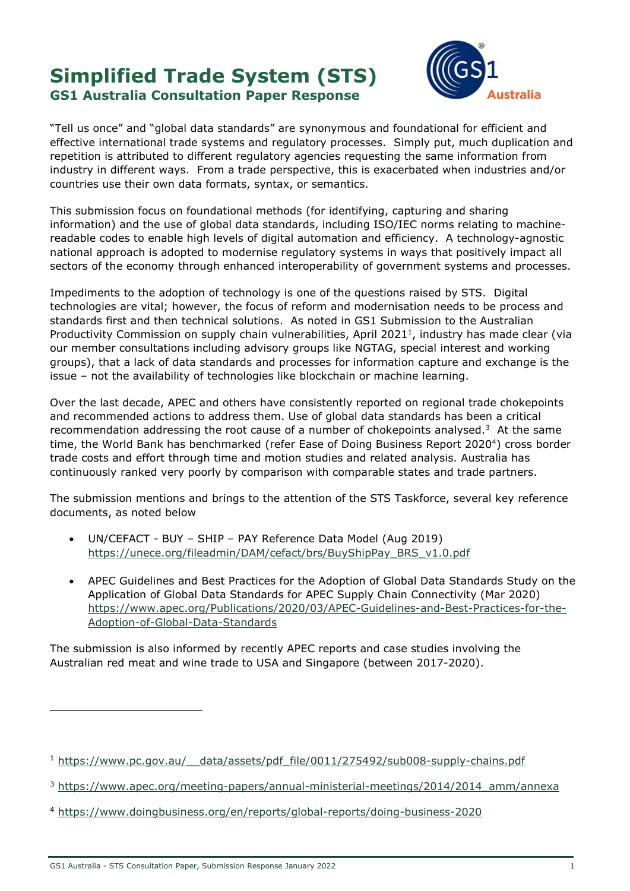# Simplified Trade System (STS)

## GS1 Australia Consultation Paper Response

"Tell us once" and "global data standards" are synonymous and foundational for efficient and effective international trade systems and regulatory processes. Simply put, much duplication and repetition is attributed to different regulatory agencies requesting the same information from industry in different ways. From a trade perspective, this is exacerbated when industries and/or countries use their own data formats, syntax, or semantics.

This submission focus on foundational methods (for identifying, capturing and sharing information) and the use of global data standards, including ISO/IEC norms relating to machine-readable codes to enable high levels of digital automation and efficiency. A technology-agnostic national approach is adopted to modernise regulatory systems in ways that positively impact all sectors of the economy through enhanced interoperability of government systems and processes.

Impediments to the adoption of technology is one of the questions raised by STS. Digital technologies are vital; however, the focus of reform and modernisation needs to be process and standards first and then technical solutions. As noted in GS1 Submission to the Australian Productivity Commission on supply chain vulnerabilities, April 2021[1], industry has made clear (via our member consultations including advisory groups like NGTAG, special interest and working groups), that a lack of data standards and processes for information capture and exchange is the issue – not the availability of technologies like blockchain or machine learning.

Over the last decade, APEC and others have consistently reported on regional trade chokepoints and recommended actions to address them. Use of global data standards has been a critical recommendation addressing the root cause of a number of chokepoints analysed.[3] At the same time, the World Bank has benchmarked (refer Ease of Doing Business Report 2020[4]) cross border trade costs and effort through time and motion studies and related analysis. Australia has continuously ranked very poorly by comparison with comparable states and trade partners.

The submission mentions and brings to the attention of the STS Taskforce, several key reference documents, as noted below

- UN/CEFACT - BUY – SHIP – PAY Reference Data Model (Aug 2019) https://unece.org/fileadmin/DAM/cefact/brs/BuyShipPay_BRS_v1.0.pdf
- APEC Guidelines and Best Practices for the Adoption of Global Data Standards Study on the Application of Global Data Standards for APEC Supply Chain Connectivity (Mar 2020) https://www.apec.org/Publications/2020/03/APEC-Guidelines-and-Best-Practices-for-the-Adoption-of-Global-Data-Standards

The submission is also informed by recently APEC reports and case studies involving the Australian red meat and wine trade to USA and Singapore (between 2017-2020).

---

[1] https://www.pc.gov.au/__data/assets/pdf_file/0011/275492/sub008-supply-chains.pdf

[3] https://www.apec.org/meeting-papers/annual-ministerial-meetings/2014/2014_amm/annexa

[4] https://www.doingbusiness.org/en/reports/global-reports/doing-business-2020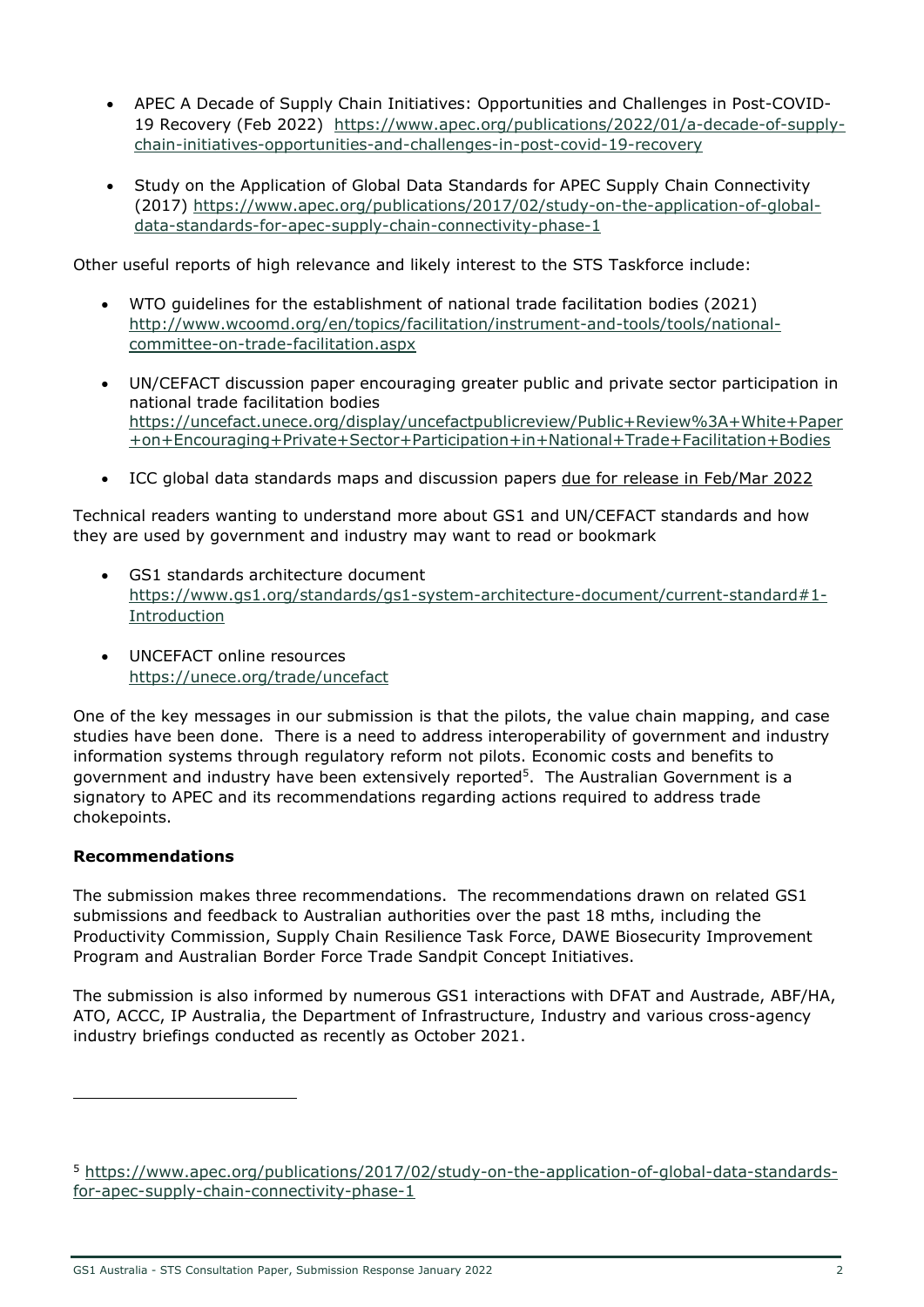- APEC A Decade of Supply Chain Initiatives: Opportunities and Challenges in Post-COVID-19 Recovery (Feb 2022) https://www.apec.org/publications/2022/01/a-decade-of-supply-chain-initiatives-opportunities-and-challenges-in-post-covid-19-recovery

- Study on the Application of Global Data Standards for APEC Supply Chain Connectivity (2017) https://www.apec.org/publications/2017/02/study-on-the-application-of-global-data-standards-for-apec-supply-chain-connectivity-phase-1

Other useful reports of high relevance and likely interest to the STS Taskforce include:

- WTO guidelines for the establishment of national trade facilitation bodies (2021) http://www.wcoomd.org/en/topics/facilitation/instrument-and-tools/tools/national-committee-on-trade-facilitation.aspx

- UN/CEFACT discussion paper encouraging greater public and private sector participation in national trade facilitation bodies https://uncefact.unece.org/display/uncefactpublicreview/Public+Review%3A+White+Paper+on+Encouraging+Private+Sector+Participation+in+National+Trade+Facilitation+Bodies

- ICC global data standards maps and discussion papers due for release in Feb/Mar 2022

Technical readers wanting to understand more about GS1 and UN/CEFACT standards and how they are used by government and industry may want to read or bookmark

- GS1 standards architecture document https://www.gs1.org/standards/gs1-system-architecture-document/current-standard#1-Introduction

- UNCEFACT online resources https://unece.org/trade/uncefact

One of the key messages in our submission is that the pilots, the value chain mapping, and case studies have been done. There is a need to address interoperability of government and industry information systems through regulatory reform not pilots. Economic costs and benefits to government and industry have been extensively reported[5]. The Australian Government is a signatory to APEC and its recommendations regarding actions required to address trade chokepoints.

**Recommendations**

The submission makes three recommendations. The recommendations drawn on related GS1 submissions and feedback to Australian authorities over the past 18 mths, including the Productivity Commission, Supply Chain Resilience Task Force, DAWE Biosecurity Improvement Program and Australian Border Force Trade Sandpit Concept Initiatives.

The submission is also informed by numerous GS1 interactions with DFAT and Austrade, ABF/HA, ATO, ACCC, IP Australia, the Department of Infrastructure, Industry and various cross-agency industry briefings conducted as recently as October 2021.

---

[5] https://www.apec.org/publications/2017/02/study-on-the-application-of-global-data-standards-for-apec-supply-chain-connectivity-phase-1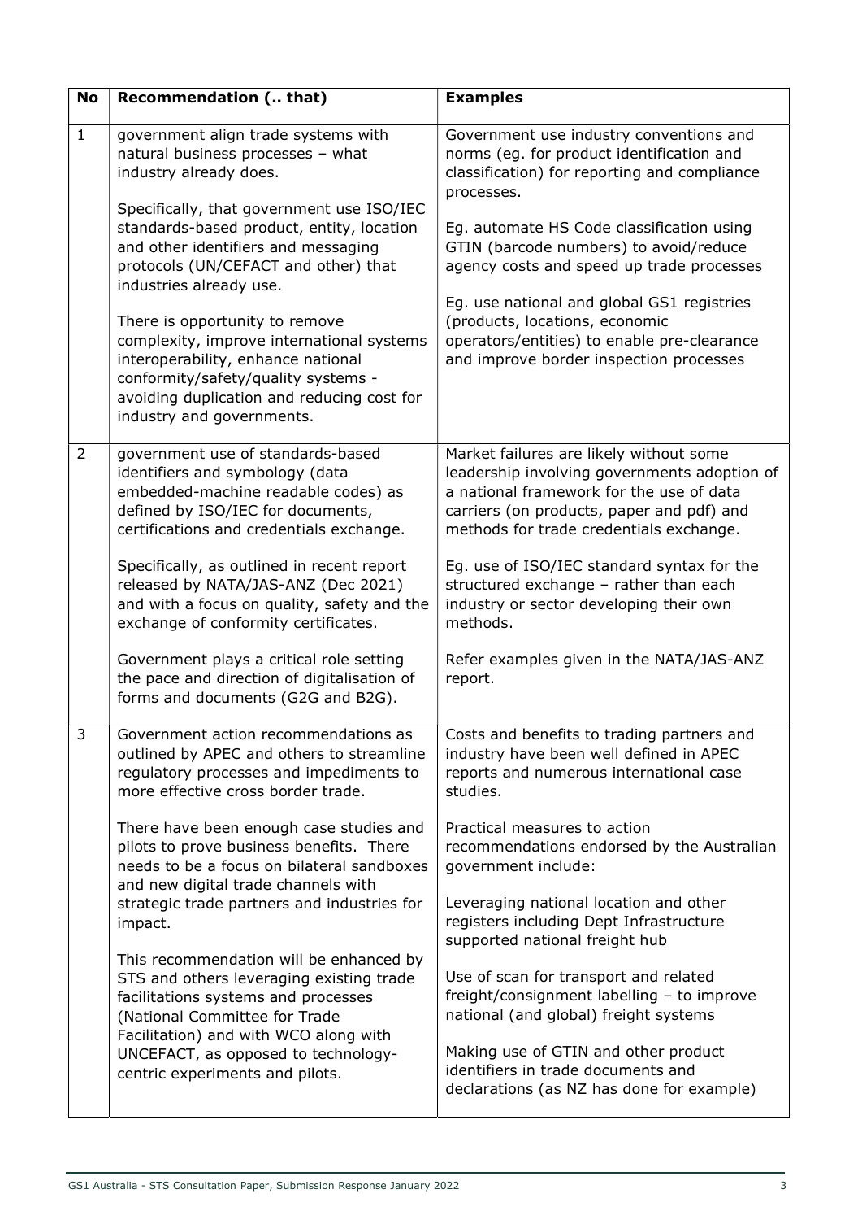| No | Recommendation (.. that) | Examples |
|---|---|---|
| 1 | government align trade systems with natural business processes – what industry already does.<br><br>Specifically, that government use ISO/IEC standards-based product, entity, location and other identifiers and messaging protocols (UN/CEFACT and other) that industries already use.<br><br>There is opportunity to remove complexity, improve international systems interoperability, enhance national conformity/safety/quality systems - avoiding duplication and reducing cost for industry and governments. | Government use industry conventions and norms (eg. for product identification and classification) for reporting and compliance processes.<br><br>Eg. automate HS Code classification using GTIN (barcode numbers) to avoid/reduce agency costs and speed up trade processes<br><br>Eg. use national and global GS1 registries (products, locations, economic operators/entities) to enable pre-clearance and improve border inspection processes |
| 2 | government use of standards-based identifiers and symbology (data embedded-machine readable codes) as defined by ISO/IEC for documents, certifications and credentials exchange.<br><br>Specifically, as outlined in recent report released by NATA/JAS-ANZ (Dec 2021) and with a focus on quality, safety and the exchange of conformity certificates.<br><br>Government plays a critical role setting the pace and direction of digitalisation of forms and documents (G2G and B2G). | Market failures are likely without some leadership involving governments adoption of a national framework for the use of data carriers (on products, paper and pdf) and methods for trade credentials exchange.<br><br>Eg. use of ISO/IEC standard syntax for the structured exchange – rather than each industry or sector developing their own methods.<br><br>Refer examples given in the NATA/JAS-ANZ report. |
| 3 | Government action recommendations as outlined by APEC and others to streamline regulatory processes and impediments to more effective cross border trade.<br><br>There have been enough case studies and pilots to prove business benefits. There needs to be a focus on bilateral sandboxes and new digital trade channels with strategic trade partners and industries for impact.<br><br>This recommendation will be enhanced by STS and others leveraging existing trade facilitations systems and processes (National Committee for Trade Facilitation) and with WCO along with UNCEFACT, as opposed to technology-centric experiments and pilots. | Costs and benefits to trading partners and industry have been well defined in APEC reports and numerous international case studies.<br><br>Practical measures to action recommendations endorsed by the Australian government include:<br><br>Leveraging national location and other registers including Dept Infrastructure supported national freight hub<br><br>Use of scan for transport and related freight/consignment labelling – to improve national (and global) freight systems<br><br>Making use of GTIN and other product identifiers in trade documents and declarations (as NZ has done for example) |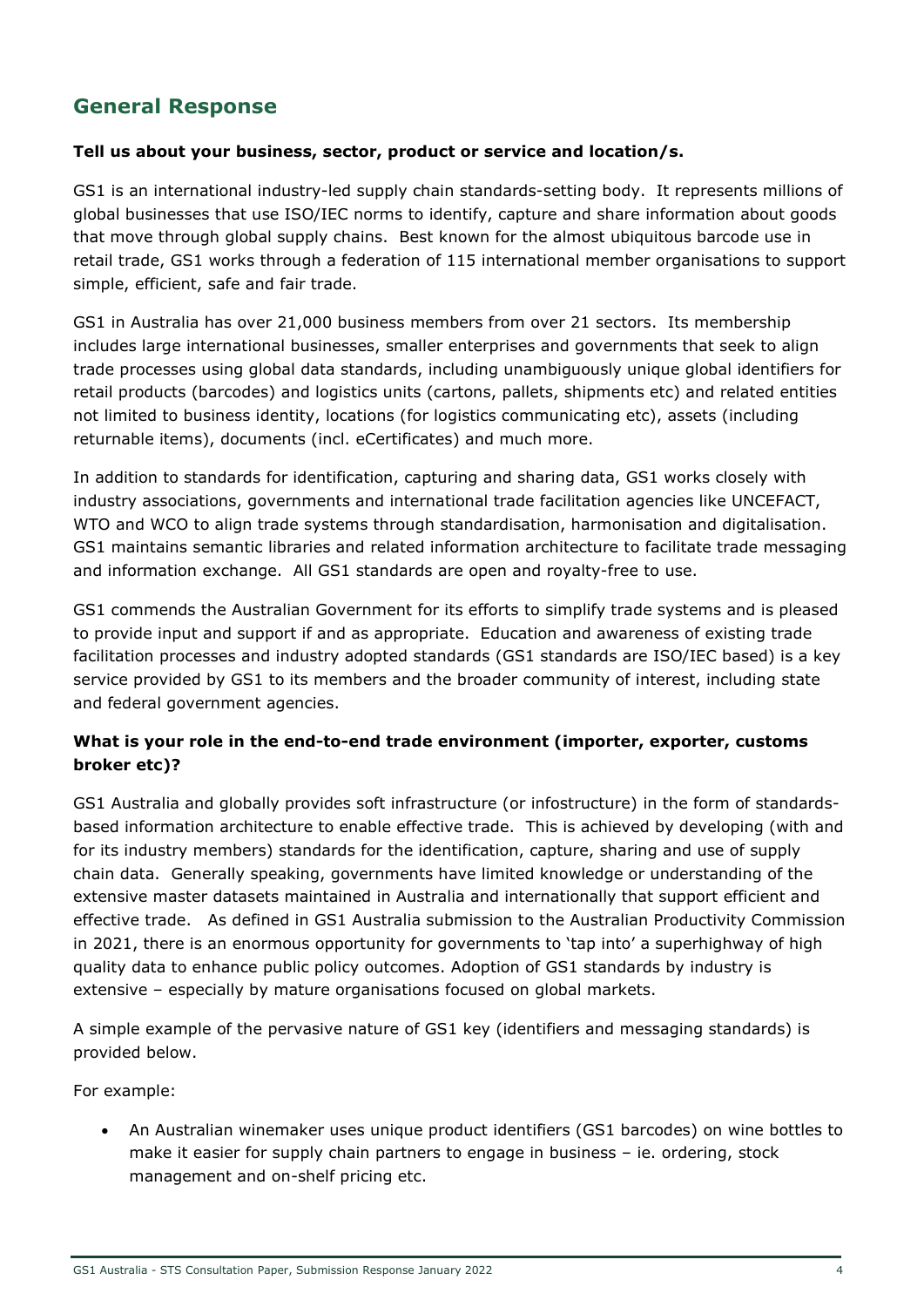## General Response

**Tell us about your business, sector, product or service and location/s.**

GS1 is an international industry-led supply chain standards-setting body. It represents millions of global businesses that use ISO/IEC norms to identify, capture and share information about goods that move through global supply chains. Best known for the almost ubiquitous barcode use in retail trade, GS1 works through a federation of 115 international member organisations to support simple, efficient, safe and fair trade.

GS1 in Australia has over 21,000 business members from over 21 sectors. Its membership includes large international businesses, smaller enterprises and governments that seek to align trade processes using global data standards, including unambiguously unique global identifiers for retail products (barcodes) and logistics units (cartons, pallets, shipments etc) and related entities not limited to business identity, locations (for logistics communicating etc), assets (including returnable items), documents (incl. eCertificates) and much more.

In addition to standards for identification, capturing and sharing data, GS1 works closely with industry associations, governments and international trade facilitation agencies like UNCEFACT, WTO and WCO to align trade systems through standardisation, harmonisation and digitalisation. GS1 maintains semantic libraries and related information architecture to facilitate trade messaging and information exchange. All GS1 standards are open and royalty-free to use.

GS1 commends the Australian Government for its efforts to simplify trade systems and is pleased to provide input and support if and as appropriate. Education and awareness of existing trade facilitation processes and industry adopted standards (GS1 standards are ISO/IEC based) is a key service provided by GS1 to its members and the broader community of interest, including state and federal government agencies.

**What is your role in the end-to-end trade environment (importer, exporter, customs broker etc)?**

GS1 Australia and globally provides soft infrastructure (or infostructure) in the form of standards-based information architecture to enable effective trade. This is achieved by developing (with and for its industry members) standards for the identification, capture, sharing and use of supply chain data. Generally speaking, governments have limited knowledge or understanding of the extensive master datasets maintained in Australia and internationally that support efficient and effective trade. As defined in GS1 Australia submission to the Australian Productivity Commission in 2021, there is an enormous opportunity for governments to 'tap into' a superhighway of high quality data to enhance public policy outcomes. Adoption of GS1 standards by industry is extensive – especially by mature organisations focused on global markets.

A simple example of the pervasive nature of GS1 key (identifiers and messaging standards) is provided below.

For example:

- An Australian winemaker uses unique product identifiers (GS1 barcodes) on wine bottles to make it easier for supply chain partners to engage in business – ie. ordering, stock management and on-shelf pricing etc.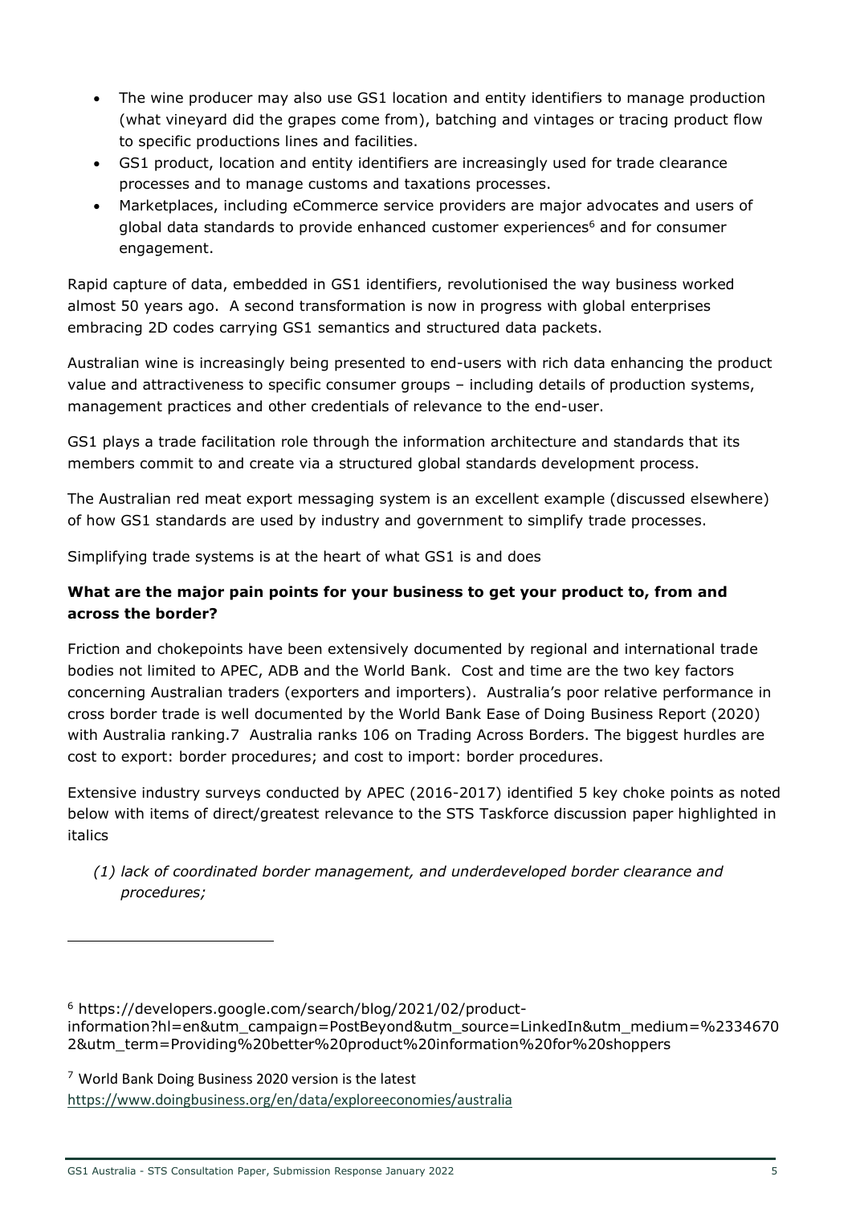- The wine producer may also use GS1 location and entity identifiers to manage production (what vineyard did the grapes come from), batching and vintages or tracing product flow to specific productions lines and facilities.
- GS1 product, location and entity identifiers are increasingly used for trade clearance processes and to manage customs and taxations processes.
- Marketplaces, including eCommerce service providers are major advocates and users of global data standards to provide enhanced customer experiences[6] and for consumer engagement.

Rapid capture of data, embedded in GS1 identifiers, revolutionised the way business worked almost 50 years ago. A second transformation is now in progress with global enterprises embracing 2D codes carrying GS1 semantics and structured data packets.

Australian wine is increasingly being presented to end-users with rich data enhancing the product value and attractiveness to specific consumer groups – including details of production systems, management practices and other credentials of relevance to the end-user.

GS1 plays a trade facilitation role through the information architecture and standards that its members commit to and create via a structured global standards development process.

The Australian red meat export messaging system is an excellent example (discussed elsewhere) of how GS1 standards are used by industry and government to simplify trade processes.

Simplifying trade systems is at the heart of what GS1 is and does

**What are the major pain points for your business to get your product to, from and across the border?**

Friction and chokepoints have been extensively documented by regional and international trade bodies not limited to APEC, ADB and the World Bank. Cost and time are the two key factors concerning Australian traders (exporters and importers). Australia's poor relative performance in cross border trade is well documented by the World Bank Ease of Doing Business Report (2020) with Australia ranking.7 Australia ranks 106 on Trading Across Borders. The biggest hurdles are cost to export: border procedures; and cost to import: border procedures.

Extensive industry surveys conducted by APEC (2016-2017) identified 5 key choke points as noted below with items of direct/greatest relevance to the STS Taskforce discussion paper highlighted in italics

*(1) lack of coordinated border management, and underdeveloped border clearance and procedures;*

---

[6] https://developers.google.com/search/blog/2021/02/product-information?hl=en&utm_campaign=PostBeyond&utm_source=LinkedIn&utm_medium=%23346702&utm_term=Providing%20better%20product%20information%20for%20shoppers

[7] World Bank Doing Business 2020 version is the latest https://www.doingbusiness.org/en/data/exploreeconomies/australia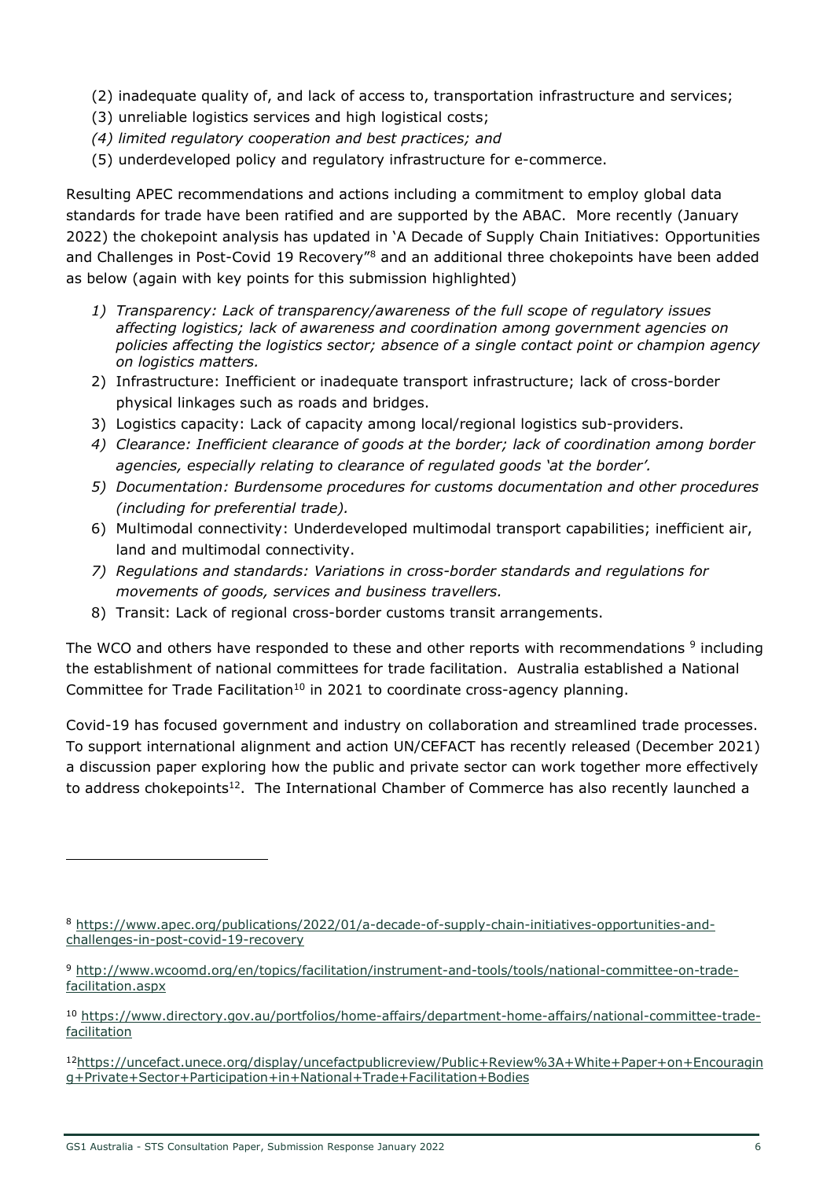(2) inadequate quality of, and lack of access to, transportation infrastructure and services;
(3) unreliable logistics services and high logistical costs;
*(4) limited regulatory cooperation and best practices; and*
(5) underdeveloped policy and regulatory infrastructure for e-commerce.

Resulting APEC recommendations and actions including a commitment to employ global data standards for trade have been ratified and are supported by the ABAC. More recently (January 2022) the chokepoint analysis has updated in 'A Decade of Supply Chain Initiatives: Opportunities and Challenges in Post-Covid 19 Recovery"[8] and an additional three chokepoints have been added as below (again with key points for this submission highlighted)

1) *Transparency: Lack of transparency/awareness of the full scope of regulatory issues affecting logistics; lack of awareness and coordination among government agencies on policies affecting the logistics sector; absence of a single contact point or champion agency on logistics matters.*
2) Infrastructure: Inefficient or inadequate transport infrastructure; lack of cross-border physical linkages such as roads and bridges.
3) Logistics capacity: Lack of capacity among local/regional logistics sub-providers.
4) *Clearance: Inefficient clearance of goods at the border; lack of coordination among border agencies, especially relating to clearance of regulated goods 'at the border'.*
5) *Documentation: Burdensome procedures for customs documentation and other procedures (including for preferential trade).*
6) Multimodal connectivity: Underdeveloped multimodal transport capabilities; inefficient air, land and multimodal connectivity.
7) *Regulations and standards: Variations in cross-border standards and regulations for movements of goods, services and business travellers.*
8) Transit: Lack of regional cross-border customs transit arrangements.

The WCO and others have responded to these and other reports with recommendations [9] including the establishment of national committees for trade facilitation. Australia established a National Committee for Trade Facilitation[10] in 2021 to coordinate cross-agency planning.

Covid-19 has focused government and industry on collaboration and streamlined trade processes. To support international alignment and action UN/CEFACT has recently released (December 2021) a discussion paper exploring how the public and private sector can work together more effectively to address chokepoints[12]. The International Chamber of Commerce has also recently launched a

---

[8] https://www.apec.org/publications/2022/01/a-decade-of-supply-chain-initiatives-opportunities-and-challenges-in-post-covid-19-recovery

[9] http://www.wcoomd.org/en/topics/facilitation/instrument-and-tools/tools/national-committee-on-trade-facilitation.aspx

[10] https://www.directory.gov.au/portfolios/home-affairs/department-home-affairs/national-committee-trade-facilitation

[12] https://uncefact.unece.org/display/uncefactpublicreview/Public+Review%3A+White+Paper+on+Encouraging+Private+Sector+Participation+in+National+Trade+Facilitation+Bodies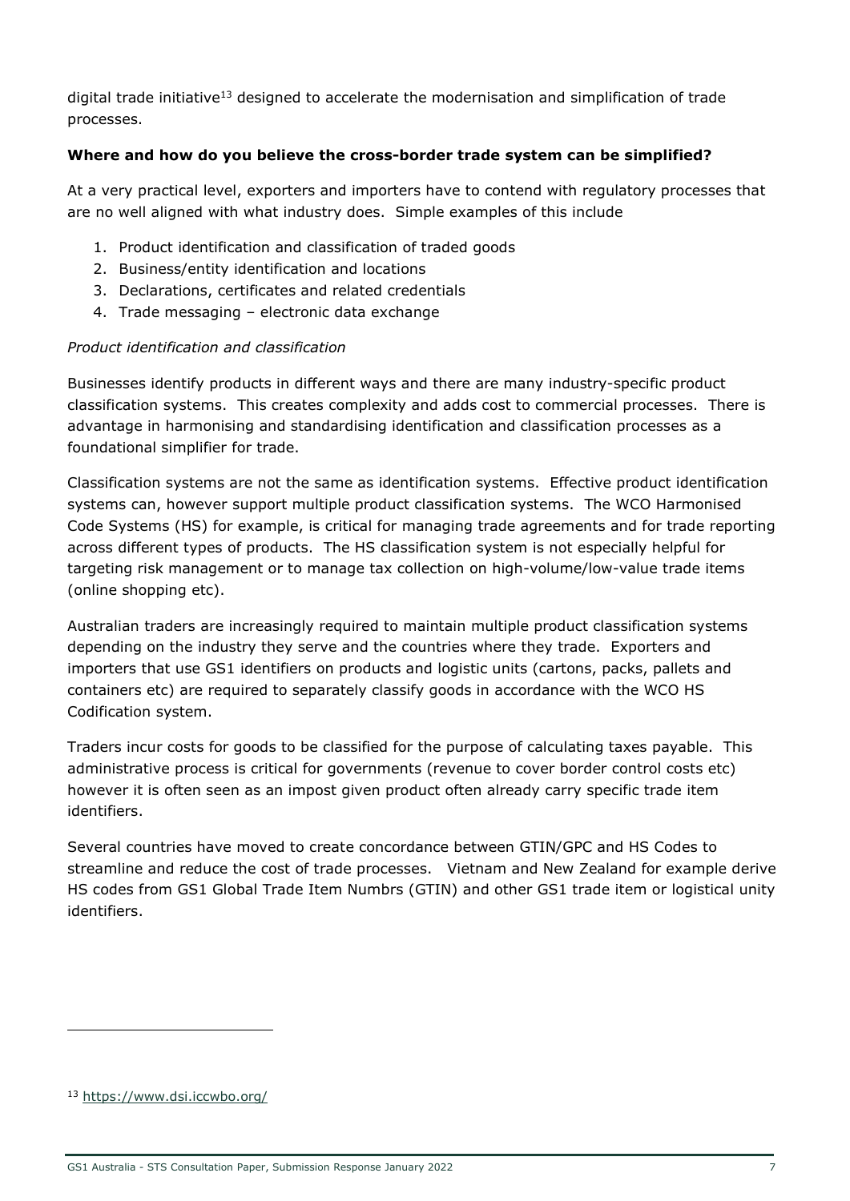digital trade initiative[13] designed to accelerate the modernisation and simplification of trade processes.

**Where and how do you believe the cross-border trade system can be simplified?**

At a very practical level, exporters and importers have to contend with regulatory processes that are no well aligned with what industry does. Simple examples of this include

1. Product identification and classification of traded goods
2. Business/entity identification and locations
3. Declarations, certificates and related credentials
4. Trade messaging – electronic data exchange

*Product identification and classification*

Businesses identify products in different ways and there are many industry-specific product classification systems. This creates complexity and adds cost to commercial processes. There is advantage in harmonising and standardising identification and classification processes as a foundational simplifier for trade.

Classification systems are not the same as identification systems. Effective product identification systems can, however support multiple product classification systems. The WCO Harmonised Code Systems (HS) for example, is critical for managing trade agreements and for trade reporting across different types of products. The HS classification system is not especially helpful for targeting risk management or to manage tax collection on high-volume/low-value trade items (online shopping etc).

Australian traders are increasingly required to maintain multiple product classification systems depending on the industry they serve and the countries where they trade. Exporters and importers that use GS1 identifiers on products and logistic units (cartons, packs, pallets and containers etc) are required to separately classify goods in accordance with the WCO HS Codification system.

Traders incur costs for goods to be classified for the purpose of calculating taxes payable. This administrative process is critical for governments (revenue to cover border control costs etc) however it is often seen as an impost given product often already carry specific trade item identifiers.

Several countries have moved to create concordance between GTIN/GPC and HS Codes to streamline and reduce the cost of trade processes. Vietnam and New Zealand for example derive HS codes from GS1 Global Trade Item Numbrs (GTIN) and other GS1 trade item or logistical unity identifiers.

[13] https://www.dsi.iccwbo.org/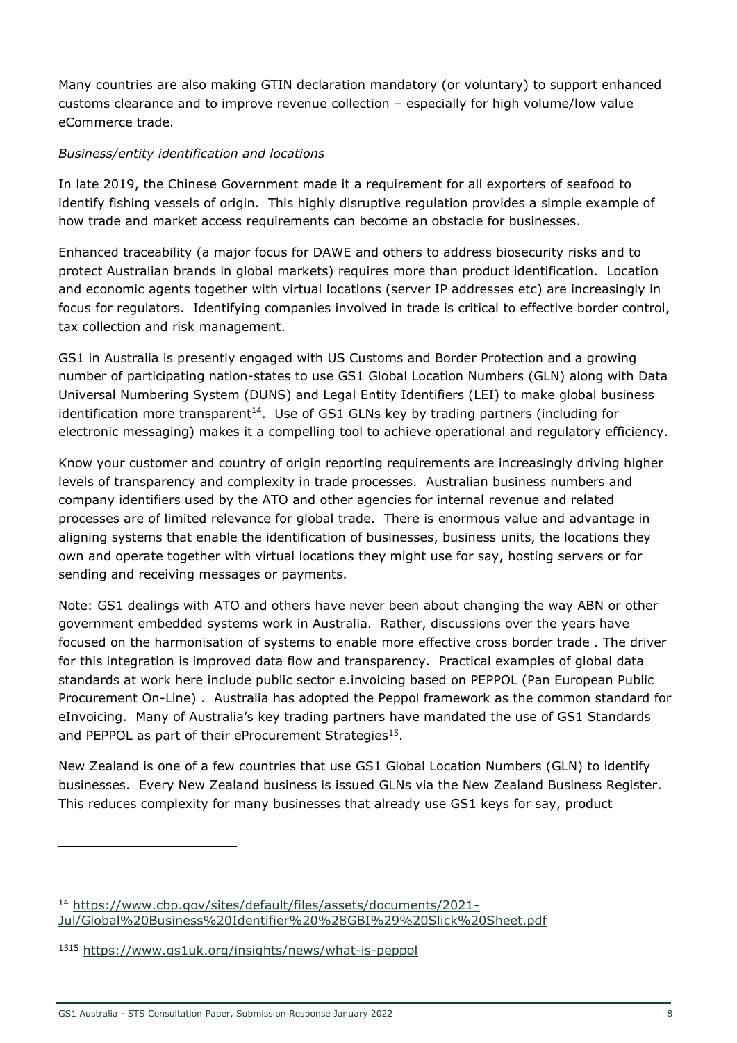Many countries are also making GTIN declaration mandatory (or voluntary) to support enhanced customs clearance and to improve revenue collection – especially for high volume/low value eCommerce trade.

*Business/entity identification and locations*

In late 2019, the Chinese Government made it a requirement for all exporters of seafood to identify fishing vessels of origin. This highly disruptive regulation provides a simple example of how trade and market access requirements can become an obstacle for businesses.

Enhanced traceability (a major focus for DAWE and others to address biosecurity risks and to protect Australian brands in global markets) requires more than product identification. Location and economic agents together with virtual locations (server IP addresses etc) are increasingly in focus for regulators. Identifying companies involved in trade is critical to effective border control, tax collection and risk management.

GS1 in Australia is presently engaged with US Customs and Border Protection and a growing number of participating nation-states to use GS1 Global Location Numbers (GLN) along with Data Universal Numbering System (DUNS) and Legal Entity Identifiers (LEI) to make global business identification more transparent[14]. Use of GS1 GLNs key by trading partners (including for electronic messaging) makes it a compelling tool to achieve operational and regulatory efficiency.

Know your customer and country of origin reporting requirements are increasingly driving higher levels of transparency and complexity in trade processes. Australian business numbers and company identifiers used by the ATO and other agencies for internal revenue and related processes are of limited relevance for global trade. There is enormous value and advantage in aligning systems that enable the identification of businesses, business units, the locations they own and operate together with virtual locations they might use for say, hosting servers or for sending and receiving messages or payments.

Note: GS1 dealings with ATO and others have never been about changing the way ABN or other government embedded systems work in Australia. Rather, discussions over the years have focused on the harmonisation of systems to enable more effective cross border trade . The driver for this integration is improved data flow and transparency. Practical examples of global data standards at work here include public sector e.invoicing based on PEPPOL (Pan European Public Procurement On-Line) . Australia has adopted the Peppol framework as the common standard for eInvoicing. Many of Australia's key trading partners have mandated the use of GS1 Standards and PEPPOL as part of their eProcurement Strategies[15].

New Zealand is one of a few countries that use GS1 Global Location Numbers (GLN) to identify businesses. Every New Zealand business is issued GLNs via the New Zealand Business Register. This reduces complexity for many businesses that already use GS1 keys for say, product

---

[14] https://www.cbp.gov/sites/default/files/assets/documents/2021-Jul/Global%20Business%20Identifier%20%28GBI%29%20Slick%20Sheet.pdf

[1515] https://www.gs1uk.org/insights/news/what-is-peppol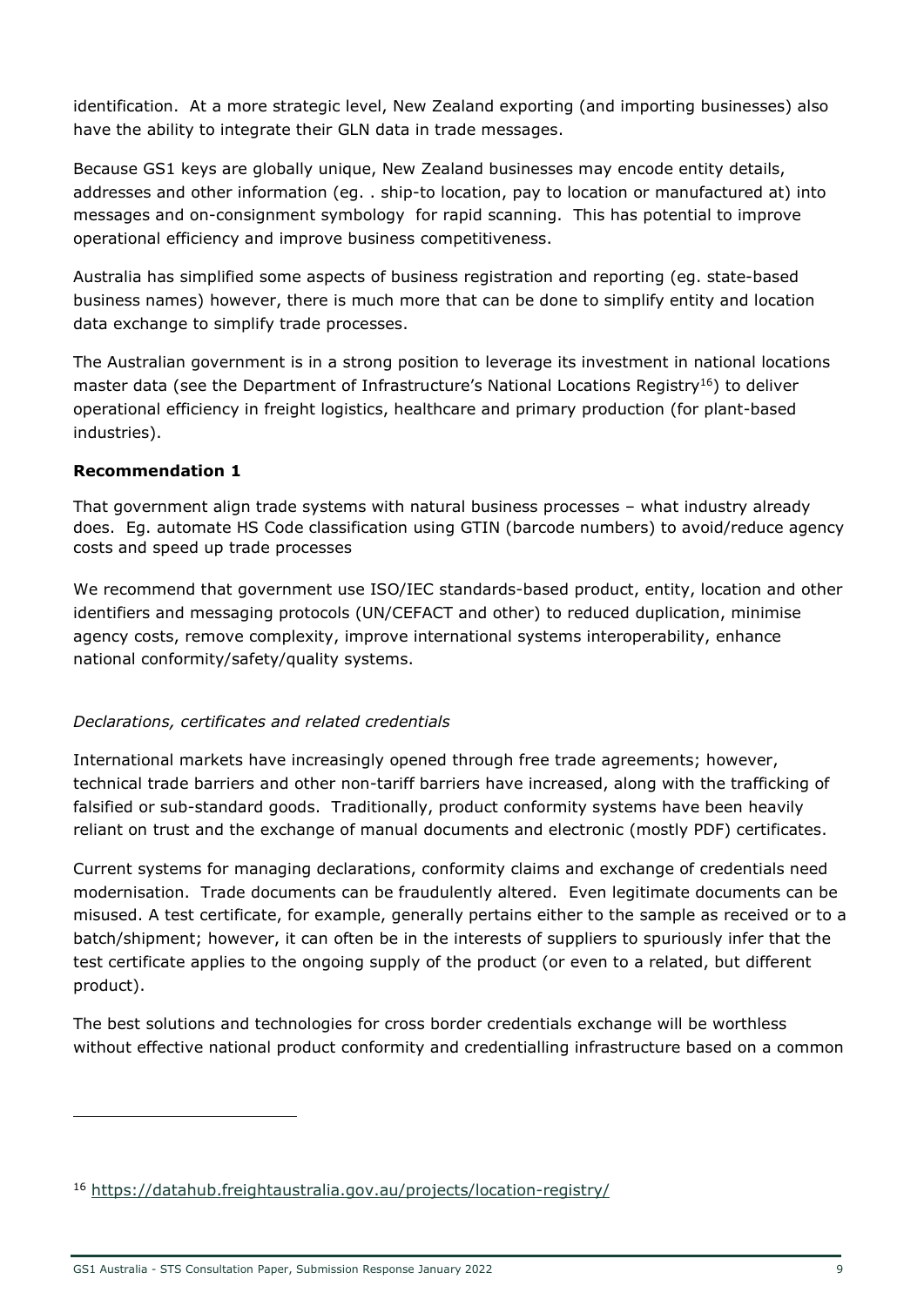identification. At a more strategic level, New Zealand exporting (and importing businesses) also have the ability to integrate their GLN data in trade messages.

Because GS1 keys are globally unique, New Zealand businesses may encode entity details, addresses and other information (eg. . ship-to location, pay to location or manufactured at) into messages and on-consignment symbology for rapid scanning. This has potential to improve operational efficiency and improve business competitiveness.

Australia has simplified some aspects of business registration and reporting (eg. state-based business names) however, there is much more that can be done to simplify entity and location data exchange to simplify trade processes.

The Australian government is in a strong position to leverage its investment in national locations master data (see the Department of Infrastructure's National Locations Registry[16]) to deliver operational efficiency in freight logistics, healthcare and primary production (for plant-based industries).

**Recommendation 1**

That government align trade systems with natural business processes – what industry already does. Eg. automate HS Code classification using GTIN (barcode numbers) to avoid/reduce agency costs and speed up trade processes

We recommend that government use ISO/IEC standards-based product, entity, location and other identifiers and messaging protocols (UN/CEFACT and other) to reduced duplication, minimise agency costs, remove complexity, improve international systems interoperability, enhance national conformity/safety/quality systems.

*Declarations, certificates and related credentials*

International markets have increasingly opened through free trade agreements; however, technical trade barriers and other non-tariff barriers have increased, along with the trafficking of falsified or sub-standard goods. Traditionally, product conformity systems have been heavily reliant on trust and the exchange of manual documents and electronic (mostly PDF) certificates.

Current systems for managing declarations, conformity claims and exchange of credentials need modernisation. Trade documents can be fraudulently altered. Even legitimate documents can be misused. A test certificate, for example, generally pertains either to the sample as received or to a batch/shipment; however, it can often be in the interests of suppliers to spuriously infer that the test certificate applies to the ongoing supply of the product (or even to a related, but different product).

The best solutions and technologies for cross border credentials exchange will be worthless without effective national product conformity and credentialling infrastructure based on a common

[16] https://datahub.freightaustralia.gov.au/projects/location-registry/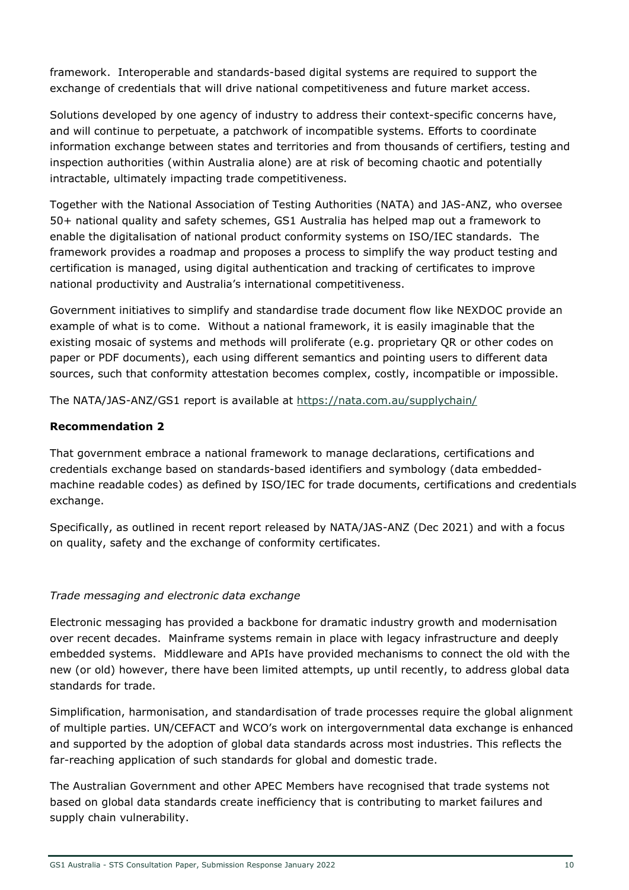framework. Interoperable and standards-based digital systems are required to support the exchange of credentials that will drive national competitiveness and future market access.

Solutions developed by one agency of industry to address their context-specific concerns have, and will continue to perpetuate, a patchwork of incompatible systems. Efforts to coordinate information exchange between states and territories and from thousands of certifiers, testing and inspection authorities (within Australia alone) are at risk of becoming chaotic and potentially intractable, ultimately impacting trade competitiveness.

Together with the National Association of Testing Authorities (NATA) and JAS-ANZ, who oversee 50+ national quality and safety schemes, GS1 Australia has helped map out a framework to enable the digitalisation of national product conformity systems on ISO/IEC standards. The framework provides a roadmap and proposes a process to simplify the way product testing and certification is managed, using digital authentication and tracking of certificates to improve national productivity and Australia's international competitiveness.

Government initiatives to simplify and standardise trade document flow like NEXDOC provide an example of what is to come. Without a national framework, it is easily imaginable that the existing mosaic of systems and methods will proliferate (e.g. proprietary QR or other codes on paper or PDF documents), each using different semantics and pointing users to different data sources, such that conformity attestation becomes complex, costly, incompatible or impossible.

The NATA/JAS-ANZ/GS1 report is available at https://nata.com.au/supplychain/

**Recommendation 2**

That government embrace a national framework to manage declarations, certifications and credentials exchange based on standards-based identifiers and symbology (data embedded-machine readable codes) as defined by ISO/IEC for trade documents, certifications and credentials exchange.

Specifically, as outlined in recent report released by NATA/JAS-ANZ (Dec 2021) and with a focus on quality, safety and the exchange of conformity certificates.

*Trade messaging and electronic data exchange*

Electronic messaging has provided a backbone for dramatic industry growth and modernisation over recent decades. Mainframe systems remain in place with legacy infrastructure and deeply embedded systems. Middleware and APIs have provided mechanisms to connect the old with the new (or old) however, there have been limited attempts, up until recently, to address global data standards for trade.

Simplification, harmonisation, and standardisation of trade processes require the global alignment of multiple parties. UN/CEFACT and WCO's work on intergovernmental data exchange is enhanced and supported by the adoption of global data standards across most industries. This reflects the far-reaching application of such standards for global and domestic trade.

The Australian Government and other APEC Members have recognised that trade systems not based on global data standards create inefficiency that is contributing to market failures and supply chain vulnerability.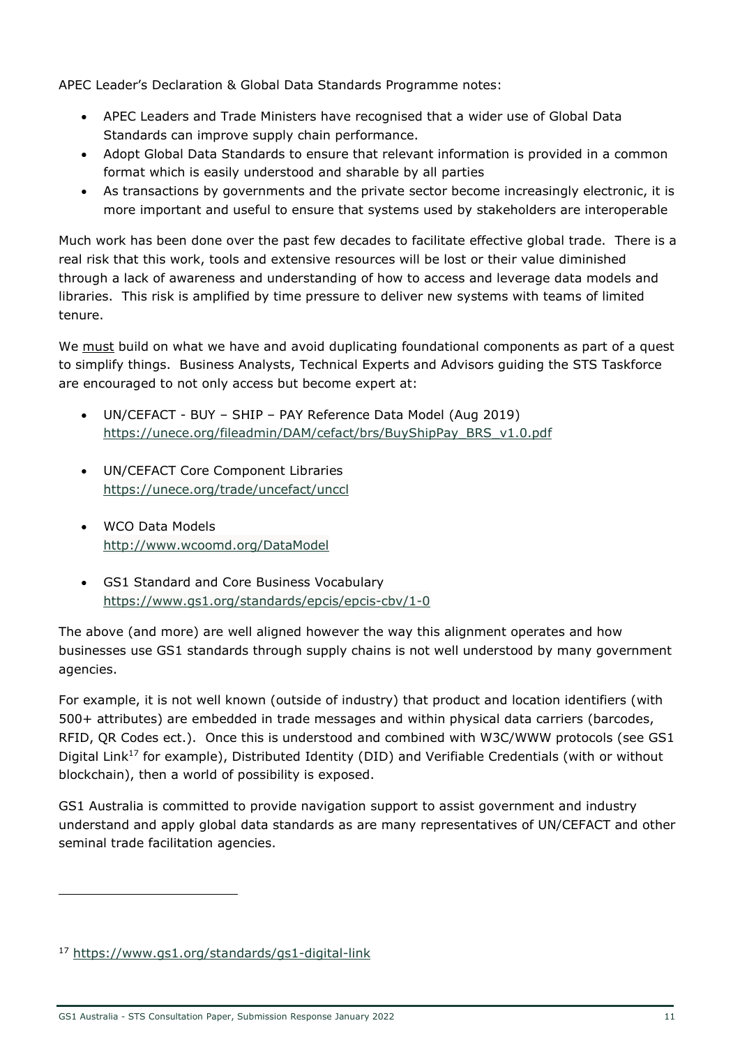APEC Leader's Declaration & Global Data Standards Programme notes:

- APEC Leaders and Trade Ministers have recognised that a wider use of Global Data Standards can improve supply chain performance.
- Adopt Global Data Standards to ensure that relevant information is provided in a common format which is easily understood and sharable by all parties
- As transactions by governments and the private sector become increasingly electronic, it is more important and useful to ensure that systems used by stakeholders are interoperable

Much work has been done over the past few decades to facilitate effective global trade. There is a real risk that this work, tools and extensive resources will be lost or their value diminished through a lack of awareness and understanding of how to access and leverage data models and libraries. This risk is amplified by time pressure to deliver new systems with teams of limited tenure.

We must build on what we have and avoid duplicating foundational components as part of a quest to simplify things. Business Analysts, Technical Experts and Advisors guiding the STS Taskforce are encouraged to not only access but become expert at:

- UN/CEFACT - BUY – SHIP – PAY Reference Data Model (Aug 2019)
  https://unece.org/fileadmin/DAM/cefact/brs/BuyShipPay_BRS_v1.0.pdf

- UN/CEFACT Core Component Libraries
  https://unece.org/trade/uncefact/unccl

- WCO Data Models
  http://www.wcoomd.org/DataModel

- GS1 Standard and Core Business Vocabulary
  https://www.gs1.org/standards/epcis/epcis-cbv/1-0

The above (and more) are well aligned however the way this alignment operates and how businesses use GS1 standards through supply chains is not well understood by many government agencies.

For example, it is not well known (outside of industry) that product and location identifiers (with 500+ attributes) are embedded in trade messages and within physical data carriers (barcodes, RFID, QR Codes ect.). Once this is understood and combined with W3C/WWW protocols (see GS1 Digital Link[17] for example), Distributed Identity (DID) and Verifiable Credentials (with or without blockchain), then a world of possibility is exposed.

GS1 Australia is committed to provide navigation support to assist government and industry understand and apply global data standards as are many representatives of UN/CEFACT and other seminal trade facilitation agencies.

---

[17] https://www.gs1.org/standards/gs1-digital-link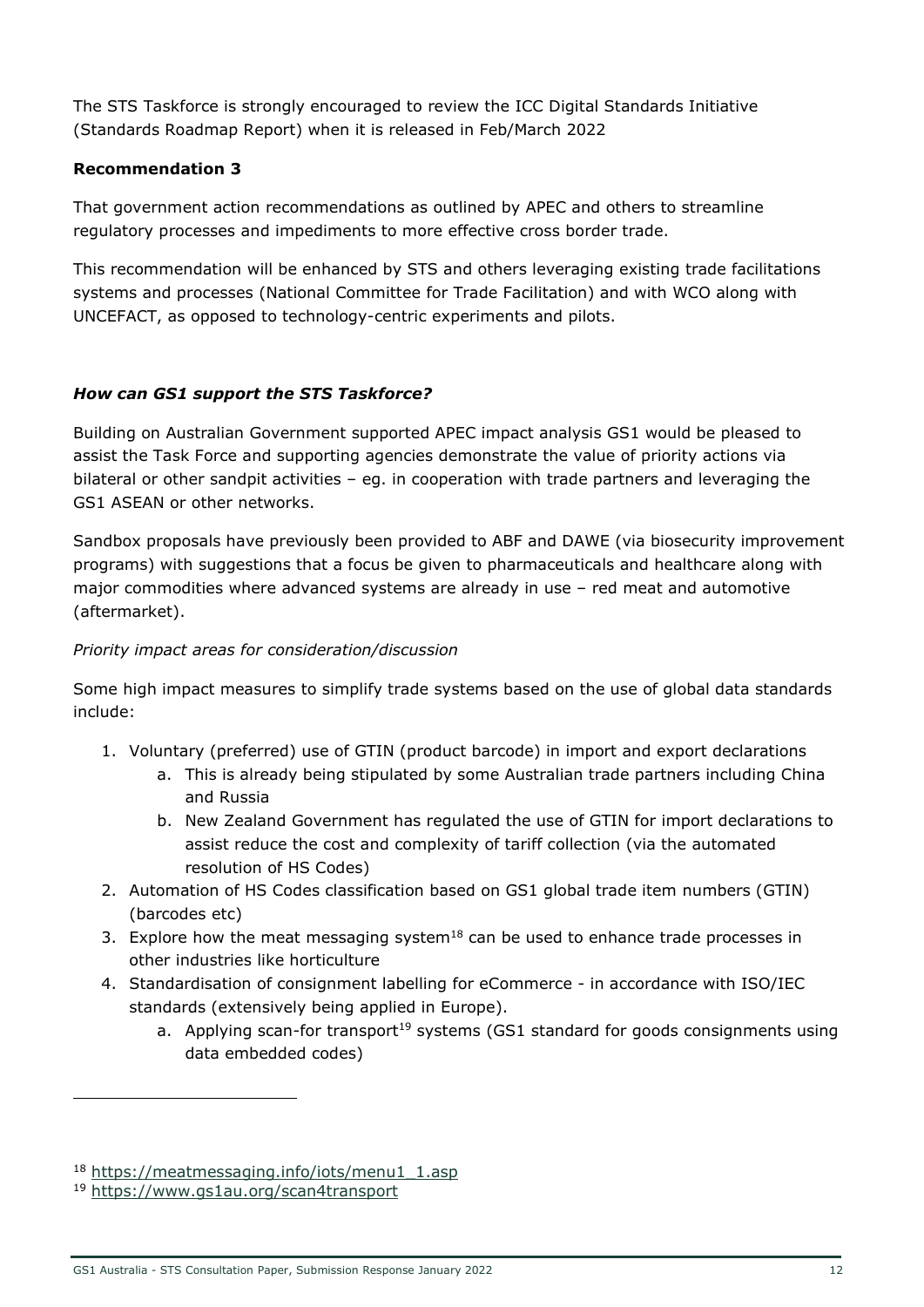The STS Taskforce is strongly encouraged to review the ICC Digital Standards Initiative (Standards Roadmap Report) when it is released in Feb/March 2022

**Recommendation 3**

That government action recommendations as outlined by APEC and others to streamline regulatory processes and impediments to more effective cross border trade.

This recommendation will be enhanced by STS and others leveraging existing trade facilitations systems and processes (National Committee for Trade Facilitation) and with WCO along with UNCEFACT, as opposed to technology-centric experiments and pilots.

***How can GS1 support the STS Taskforce?***

Building on Australian Government supported APEC impact analysis GS1 would be pleased to assist the Task Force and supporting agencies demonstrate the value of priority actions via bilateral or other sandpit activities – eg. in cooperation with trade partners and leveraging the GS1 ASEAN or other networks.

Sandbox proposals have previously been provided to ABF and DAWE (via biosecurity improvement programs) with suggestions that a focus be given to pharmaceuticals and healthcare along with major commodities where advanced systems are already in use – red meat and automotive (aftermarket).

*Priority impact areas for consideration/discussion*

Some high impact measures to simplify trade systems based on the use of global data standards include:

1. Voluntary (preferred) use of GTIN (product barcode) in import and export declarations
   a. This is already being stipulated by some Australian trade partners including China and Russia
   b. New Zealand Government has regulated the use of GTIN for import declarations to assist reduce the cost and complexity of tariff collection (via the automated resolution of HS Codes)
2. Automation of HS Codes classification based on GS1 global trade item numbers (GTIN) (barcodes etc)
3. Explore how the meat messaging system[18] can be used to enhance trade processes in other industries like horticulture
4. Standardisation of consignment labelling for eCommerce - in accordance with ISO/IEC standards (extensively being applied in Europe).
   a. Applying scan-for transport[19] systems (GS1 standard for goods consignments using data embedded codes)

[18] https://meatmessaging.info/iots/menu1_1.asp

[19] https://www.gs1au.org/scan4transport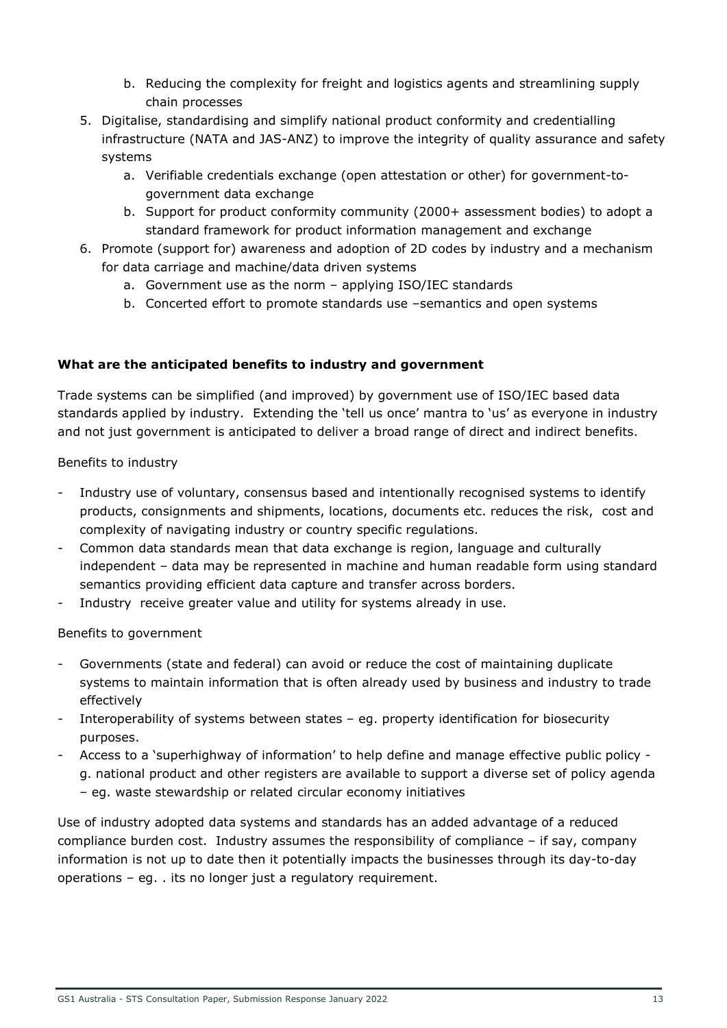b. Reducing the complexity for freight and logistics agents and streamlining supply chain processes

5. Digitalise, standardising and simplify national product conformity and credentialling infrastructure (NATA and JAS-ANZ) to improve the integrity of quality assurance and safety systems
   a. Verifiable credentials exchange (open attestation or other) for government-to-government data exchange
   b. Support for product conformity community (2000+ assessment bodies) to adopt a standard framework for product information management and exchange
6. Promote (support for) awareness and adoption of 2D codes by industry and a mechanism for data carriage and machine/data driven systems
   a. Government use as the norm – applying ISO/IEC standards
   b. Concerted effort to promote standards use –semantics and open systems

**What are the anticipated benefits to industry and government**

Trade systems can be simplified (and improved) by government use of ISO/IEC based data standards applied by industry. Extending the 'tell us once' mantra to 'us' as everyone in industry and not just government is anticipated to deliver a broad range of direct and indirect benefits.

Benefits to industry

- Industry use of voluntary, consensus based and intentionally recognised systems to identify products, consignments and shipments, locations, documents etc. reduces the risk, cost and complexity of navigating industry or country specific regulations.
- Common data standards mean that data exchange is region, language and culturally independent – data may be represented in machine and human readable form using standard semantics providing efficient data capture and transfer across borders.
- Industry receive greater value and utility for systems already in use.

Benefits to government

- Governments (state and federal) can avoid or reduce the cost of maintaining duplicate systems to maintain information that is often already used by business and industry to trade effectively
- Interoperability of systems between states – eg. property identification for biosecurity purposes.
- Access to a 'superhighway of information' to help define and manage effective public policy - g. national product and other registers are available to support a diverse set of policy agenda – eg. waste stewardship or related circular economy initiatives

Use of industry adopted data systems and standards has an added advantage of a reduced compliance burden cost. Industry assumes the responsibility of compliance – if say, company information is not up to date then it potentially impacts the businesses through its day-to-day operations – eg. . its no longer just a regulatory requirement.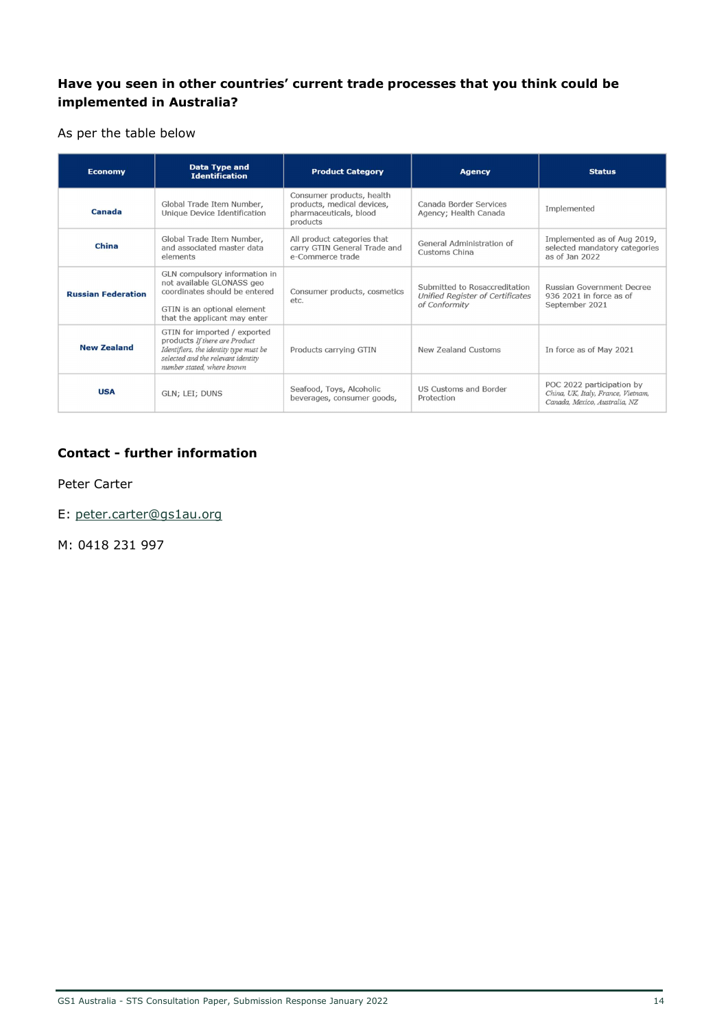**Have you seen in other countries' current trade processes that you think could be implemented in Australia?**

As per the table below

| Economy | Data Type and Identification | Product Category | Agency | Status |
|---|---|---|---|---|
| **Canada** | Global Trade Item Number, Unique Device Identification | Consumer products, health products, medical devices, pharmaceuticals, blood products | Canada Border Services Agency; Health Canada | Implemented |
| **China** | Global Trade Item Number, and associated master data elements | All product categories that carry GTIN General Trade and e-Commerce trade | General Administration of Customs China | Implemented as of Aug 2019, selected mandatory categories as of Jan 2022 |
| **Russian Federation** | GLN compulsory information in not available GLONASS geo coordinates should be entered<br><br>GTIN is an optional element that the applicant may enter | Consumer products, cosmetics etc. | Submitted to Rosaccreditation *Unified Register of Certificates of Conformity* | Russian Government Decree 936 2021 in force as of September 2021 |
| **New Zealand** | GTIN for imported / exported products *If there are Product Identifiers, the identity type must be selected and the relevant identity number stated, where known* | Products carrying GTIN | New Zealand Customs | In force as of May 2021 |
| **USA** | GLN; LEI; DUNS | Seafood, Toys, Alcoholic beverages, consumer goods, | US Customs and Border Protection | POC 2022 participation by *China, UK, Italy, France, Vietnam, Canada, Mexico, Australia, NZ* |

### Contact - further information

Peter Carter

E: peter.carter@gs1au.org

M: 0418 231 997